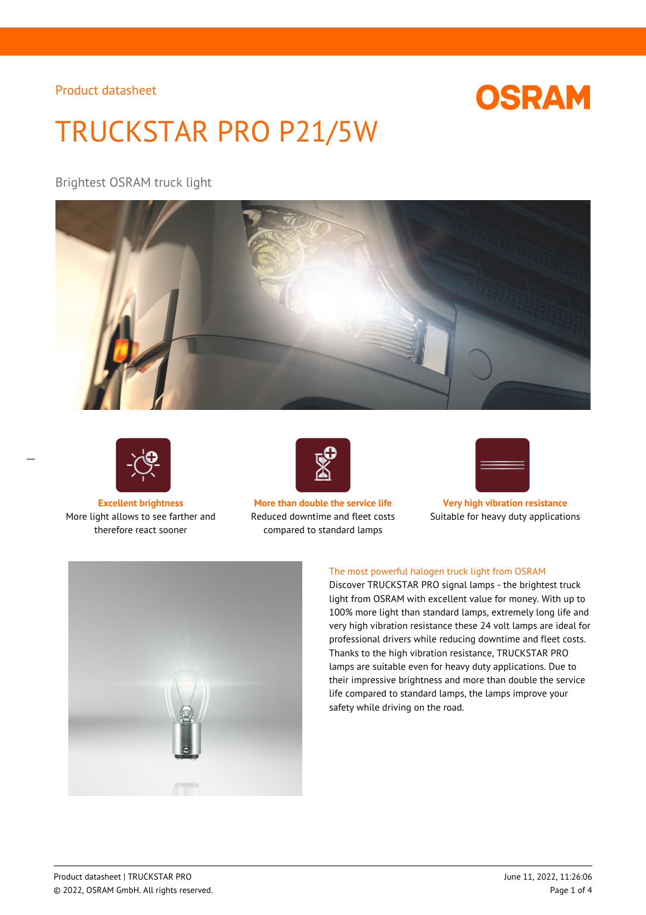Product datasheet

# TRUCKSTAR PRO P21/5W

Brightest OSRAM truck light

**Excellent brightness**
More light allows to see farther and therefore react sooner

**More than double the service life**
Reduced downtime and fleet costs compared to standard lamps

**Very high vibration resistance**
Suitable for heavy duty applications

## The most powerful halogen truck light from OSRAM

Discover TRUCKSTAR PRO signal lamps - the brightest truck light from OSRAM with excellent value for money. With up to 100% more light than standard lamps, extremely long life and very high vibration resistance these 24 volt lamps are ideal for professional drivers while reducing downtime and fleet costs. Thanks to the high vibration resistance, TRUCKSTAR PRO lamps are suitable even for heavy duty applications. Due to their impressive brightness and more than double the service life compared to standard lamps, the lamps improve your safety while driving on the road.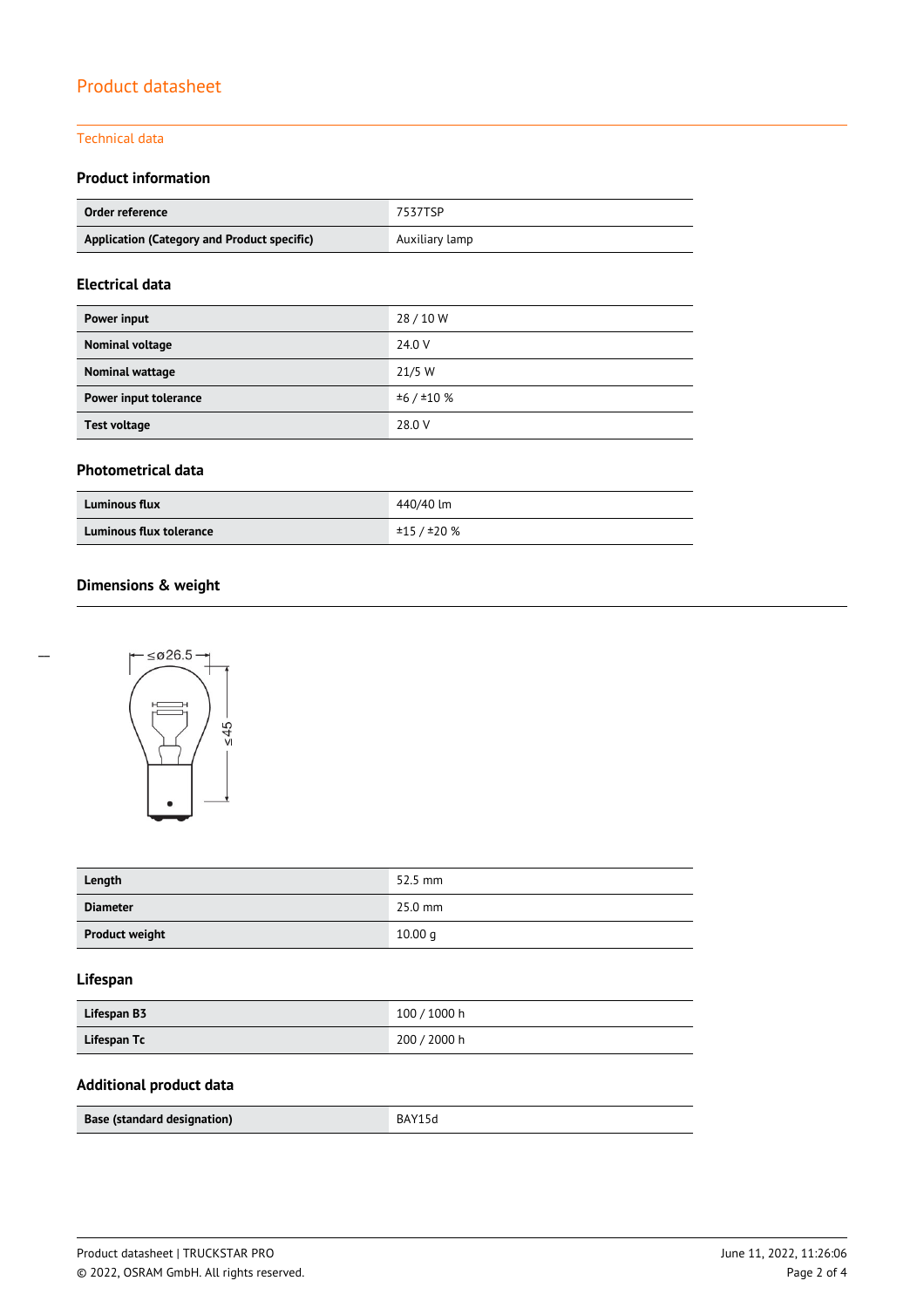# Product datasheet

## Technical data

### Product information

| Order reference | 7537TSP |
|---|---|
| Application (Category and Product specific) | Auxiliary lamp |

### Electrical data

| Power input | 28 / 10 W |
|---|---|
| Nominal voltage | 24.0 V |
| Nominal wattage | 21/5 W |
| Power input tolerance | ±6 / ±10 % |
| Test voltage | 28.0 V |

### Photometrical data

| Luminous flux | 440/40 lm |
|---|---|
| Luminous flux tolerance | ±15 / ±20 % |

### Dimensions & weight

| Length | 52.5 mm |
|---|---|
| Diameter | 25.0 mm |
| Product weight | 10.00 g |

### Lifespan

| Lifespan B3 | 100 / 1000 h |
|---|---|
| Lifespan Tc | 200 / 2000 h |

### Additional product data

| Base (standard designation) | BAY15d |
|---|---|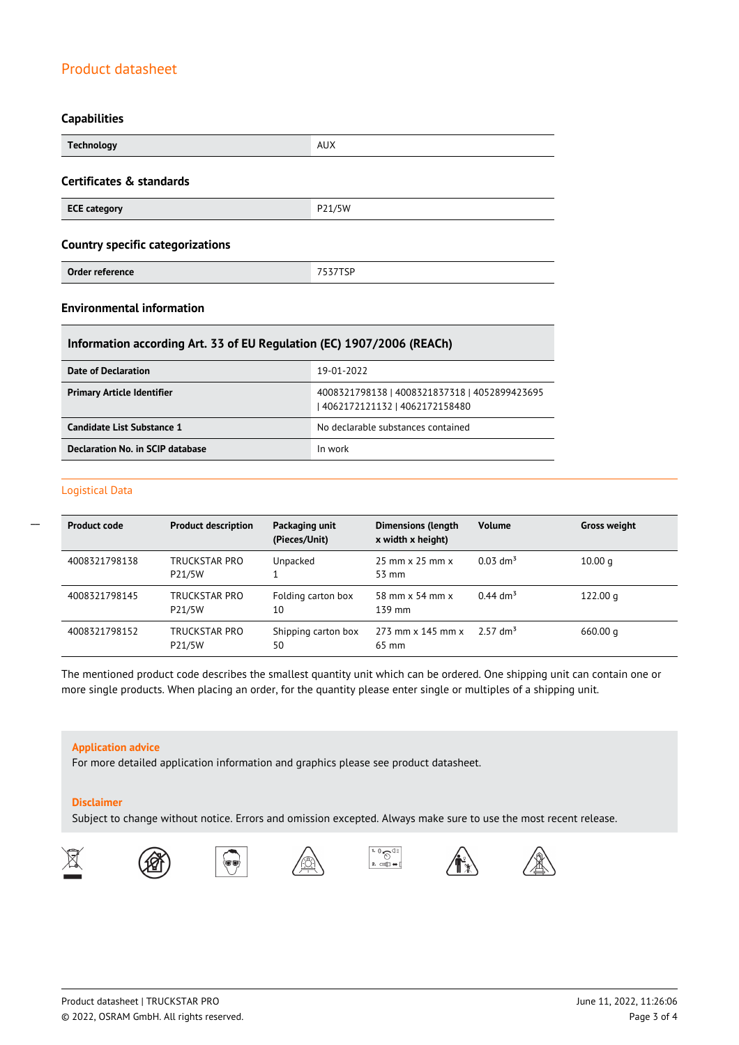## Product datasheet

### Capabilities

| Technology | AUX |
|---|---|

### Certificates & standards

| ECE category | P21/5W |
|---|---|

### Country specific categorizations

| Order reference | 7537TSP |
|---|---|

### Environmental information

| Information according Art. 33 of EU Regulation (EC) 1907/2006 (REACh) | |
|---|---|
| Date of Declaration | 19-01-2022 |
| Primary Article Identifier | 4008321798138 \| 4008321837318 \| 4052899423695 \| 4062172121132 \| 4062172158480 |
| Candidate List Substance 1 | No declarable substances contained |
| Declaration No. in SCIP database | In work |

### Logistical Data

| Product code | Product description | Packaging unit (Pieces/Unit) | Dimensions (length x width x height) | Volume | Gross weight |
|---|---|---|---|---|---|
| 4008321798138 | TRUCKSTAR PRO P21/5W | Unpacked 1 | 25 mm x 25 mm x 53 mm | 0.03 $dm^3$ | 10.00 g |
| 4008321798145 | TRUCKSTAR PRO P21/5W | Folding carton box 10 | 58 mm x 54 mm x 139 mm | 0.44 $dm^3$ | 122.00 g |
| 4008321798152 | TRUCKSTAR PRO P21/5W | Shipping carton box 50 | 273 mm x 145 mm x 65 mm | 2.57 $dm^3$ | 660.00 g |

The mentioned product code describes the smallest quantity unit which can be ordered. One shipping unit can contain one or more single products. When placing an order, for the quantity please enter single or multiples of a shipping unit.

**Application advice**

For more detailed application information and graphics please see product datasheet.

**Disclaimer**

Subject to change without notice. Errors and omission excepted. Always make sure to use the most recent release.